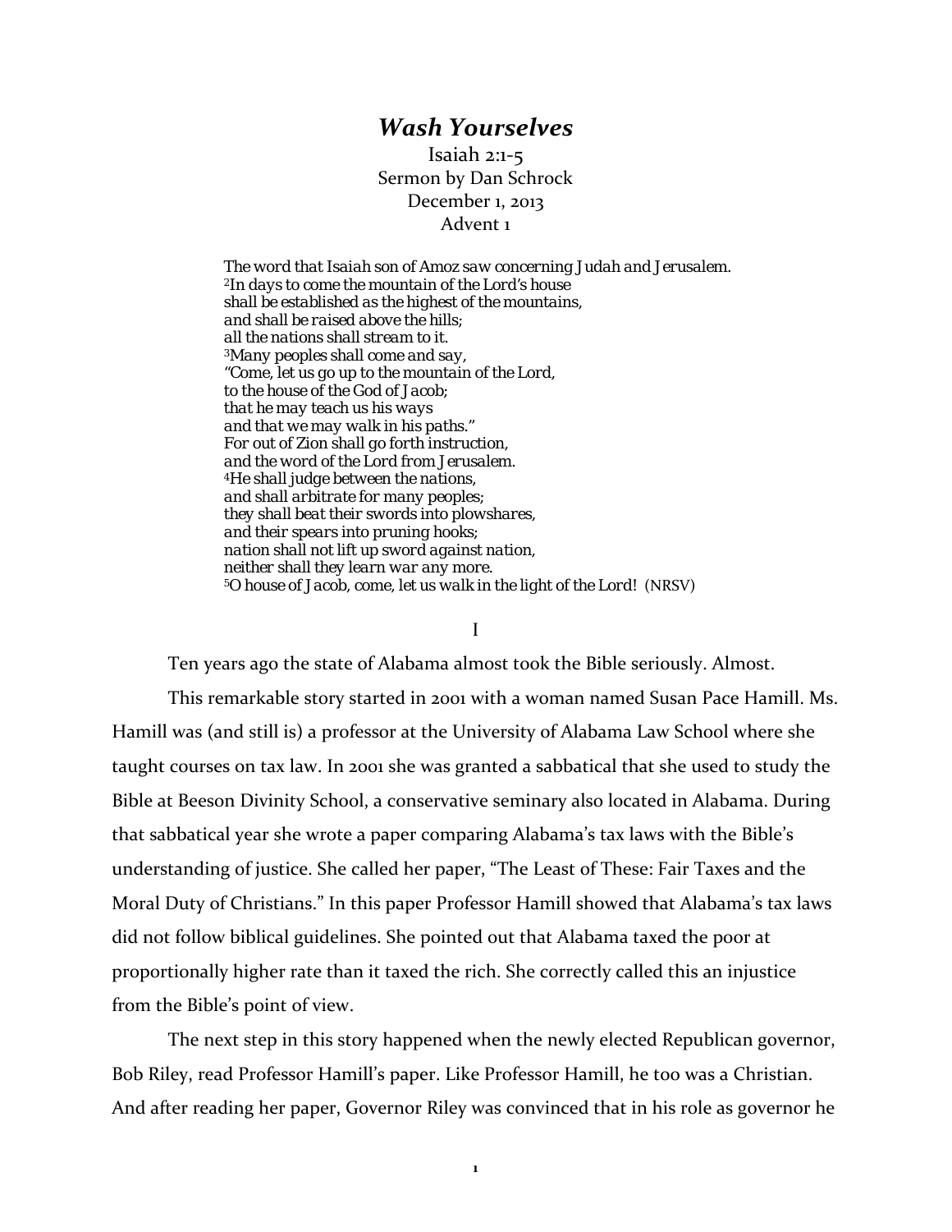# *Wash Yourselves*

Isaiah 2:1-5
Sermon by Dan Schrock
December 1, 2013
Advent 1

> *The word that Isaiah son of Amoz saw concerning Judah and Jerusalem.*
> *[2]In days to come the mountain of the Lord's house*
> *shall be established as the highest of the mountains,*
> *and shall be raised above the hills;*
> *all the nations shall stream to it.*
> *[3]Many peoples shall come and say,*
> *"Come, let us go up to the mountain of the Lord,*
> *to the house of the God of Jacob;*
> *that he may teach us his ways*
> *and that we may walk in his paths."*
> *For out of Zion shall go forth instruction,*
> *and the word of the Lord from Jerusalem.*
> *[4]He shall judge between the nations,*
> *and shall arbitrate for many peoples;*
> *they shall beat their swords into plowshares,*
> *and their spears into pruning hooks;*
> *nation shall not lift up sword against nation,*
> *neither shall they learn war any more.*
> *[5]O house of Jacob, come, let us walk in the light of the Lord!* (NRSV)

I

Ten years ago the state of Alabama almost took the Bible seriously. Almost.

This remarkable story started in 2001 with a woman named Susan Pace Hamill. Ms. Hamill was (and still is) a professor at the University of Alabama Law School where she taught courses on tax law. In 2001 she was granted a sabbatical that she used to study the Bible at Beeson Divinity School, a conservative seminary also located in Alabama. During that sabbatical year she wrote a paper comparing Alabama's tax laws with the Bible's understanding of justice. She called her paper, "The Least of These: Fair Taxes and the Moral Duty of Christians." In this paper Professor Hamill showed that Alabama's tax laws did not follow biblical guidelines. She pointed out that Alabama taxed the poor at proportionally higher rate than it taxed the rich. She correctly called this an injustice from the Bible's point of view.

The next step in this story happened when the newly elected Republican governor, Bob Riley, read Professor Hamill's paper. Like Professor Hamill, he too was a Christian. And after reading her paper, Governor Riley was convinced that in his role as governor he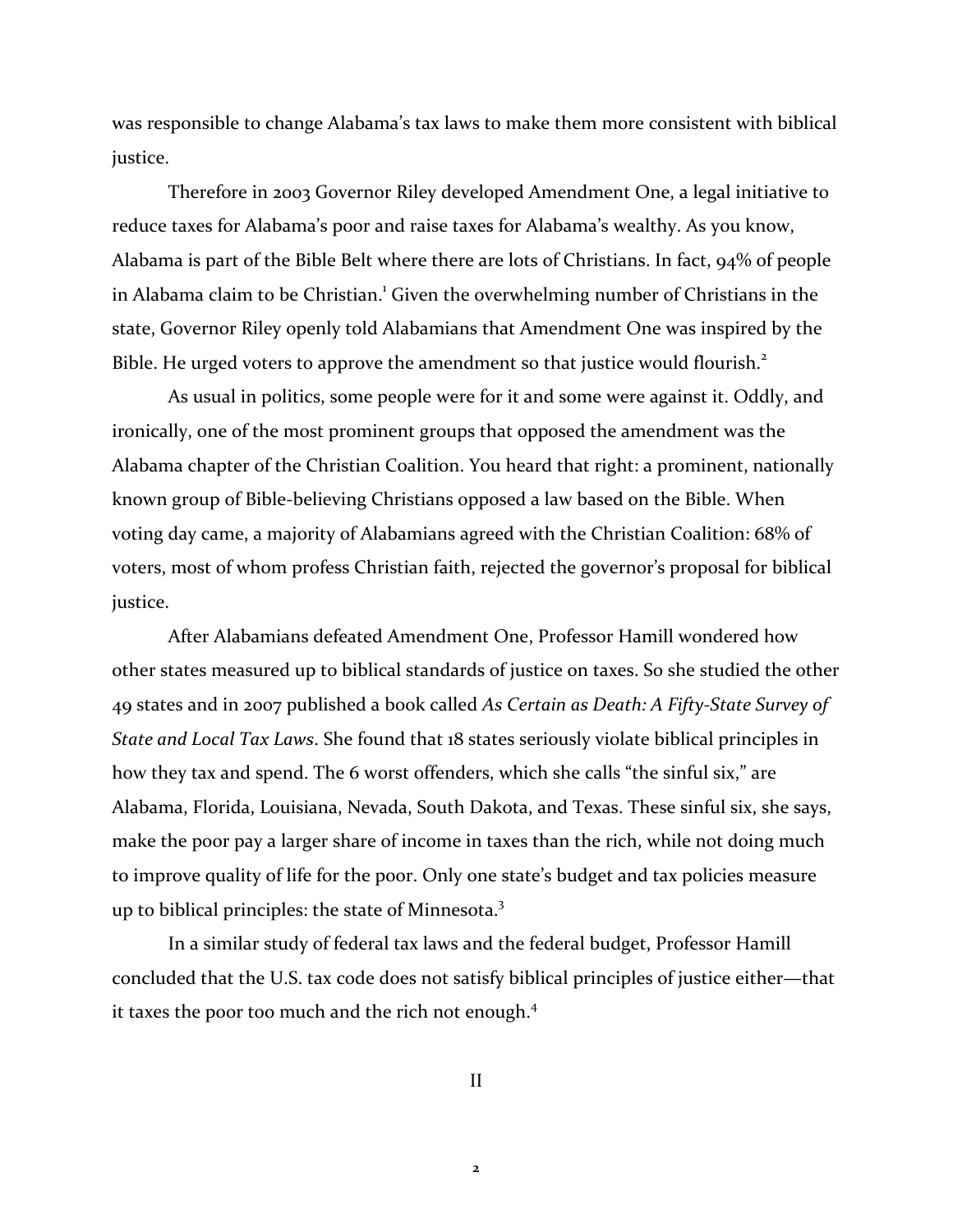was responsible to change Alabama's tax laws to make them more consistent with biblical justice.

Therefore in 2003 Governor Riley developed Amendment One, a legal initiative to reduce taxes for Alabama's poor and raise taxes for Alabama's wealthy. As you know, Alabama is part of the Bible Belt where there are lots of Christians. In fact, 94% of people in Alabama claim to be Christian.[1] Given the overwhelming number of Christians in the state, Governor Riley openly told Alabamians that Amendment One was inspired by the Bible. He urged voters to approve the amendment so that justice would flourish.[2]

As usual in politics, some people were for it and some were against it. Oddly, and ironically, one of the most prominent groups that opposed the amendment was the Alabama chapter of the Christian Coalition. You heard that right: a prominent, nationally known group of Bible-believing Christians opposed a law based on the Bible. When voting day came, a majority of Alabamians agreed with the Christian Coalition: 68% of voters, most of whom profess Christian faith, rejected the governor's proposal for biblical justice.

After Alabamians defeated Amendment One, Professor Hamill wondered how other states measured up to biblical standards of justice on taxes. So she studied the other 49 states and in 2007 published a book called *As Certain as Death: A Fifty-State Survey of State and Local Tax Laws*. She found that 18 states seriously violate biblical principles in how they tax and spend. The 6 worst offenders, which she calls "the sinful six," are Alabama, Florida, Louisiana, Nevada, South Dakota, and Texas. These sinful six, she says, make the poor pay a larger share of income in taxes than the rich, while not doing much to improve quality of life for the poor. Only one state's budget and tax policies measure up to biblical principles: the state of Minnesota.[3]

In a similar study of federal tax laws and the federal budget, Professor Hamill concluded that the U.S. tax code does not satisfy biblical principles of justice either—that it taxes the poor too much and the rich not enough.[4]

II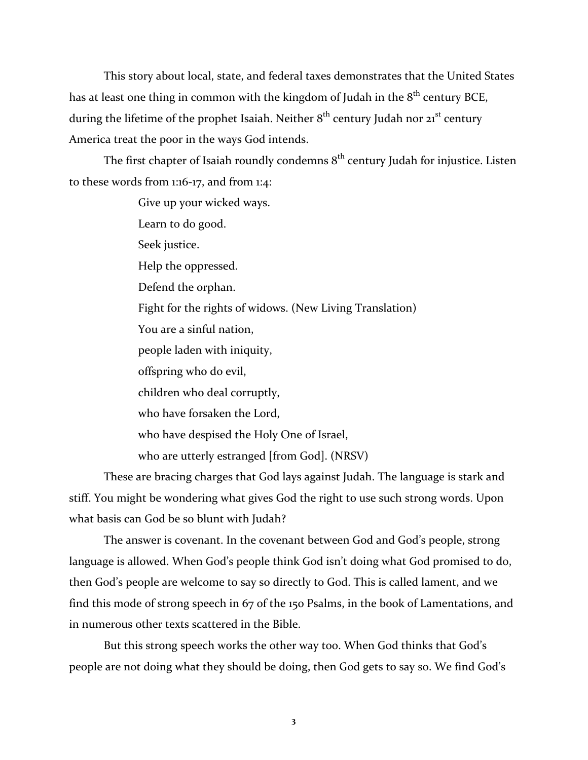This story about local, state, and federal taxes demonstrates that the United States has at least one thing in common with the kingdom of Judah in the 8th century BCE, during the lifetime of the prophet Isaiah. Neither 8th century Judah nor 21st century America treat the poor in the ways God intends.

The first chapter of Isaiah roundly condemns 8th century Judah for injustice. Listen to these words from 1:16-17, and from 1:4:

> Give up your wicked ways.
> Learn to do good.
> Seek justice.
> Help the oppressed.
> Defend the orphan.
> Fight for the rights of widows. (New Living Translation)
> You are a sinful nation,
> people laden with iniquity,
> offspring who do evil,
> children who deal corruptly,
> who have forsaken the Lord,
> who have despised the Holy One of Israel,
> who are utterly estranged [from God]. (NRSV)

These are bracing charges that God lays against Judah. The language is stark and stiff. You might be wondering what gives God the right to use such strong words. Upon what basis can God be so blunt with Judah?

The answer is covenant. In the covenant between God and God's people, strong language is allowed. When God's people think God isn't doing what God promised to do, then God's people are welcome to say so directly to God. This is called lament, and we find this mode of strong speech in 67 of the 150 Psalms, in the book of Lamentations, and in numerous other texts scattered in the Bible.

But this strong speech works the other way too. When God thinks that God's people are not doing what they should be doing, then God gets to say so. We find God's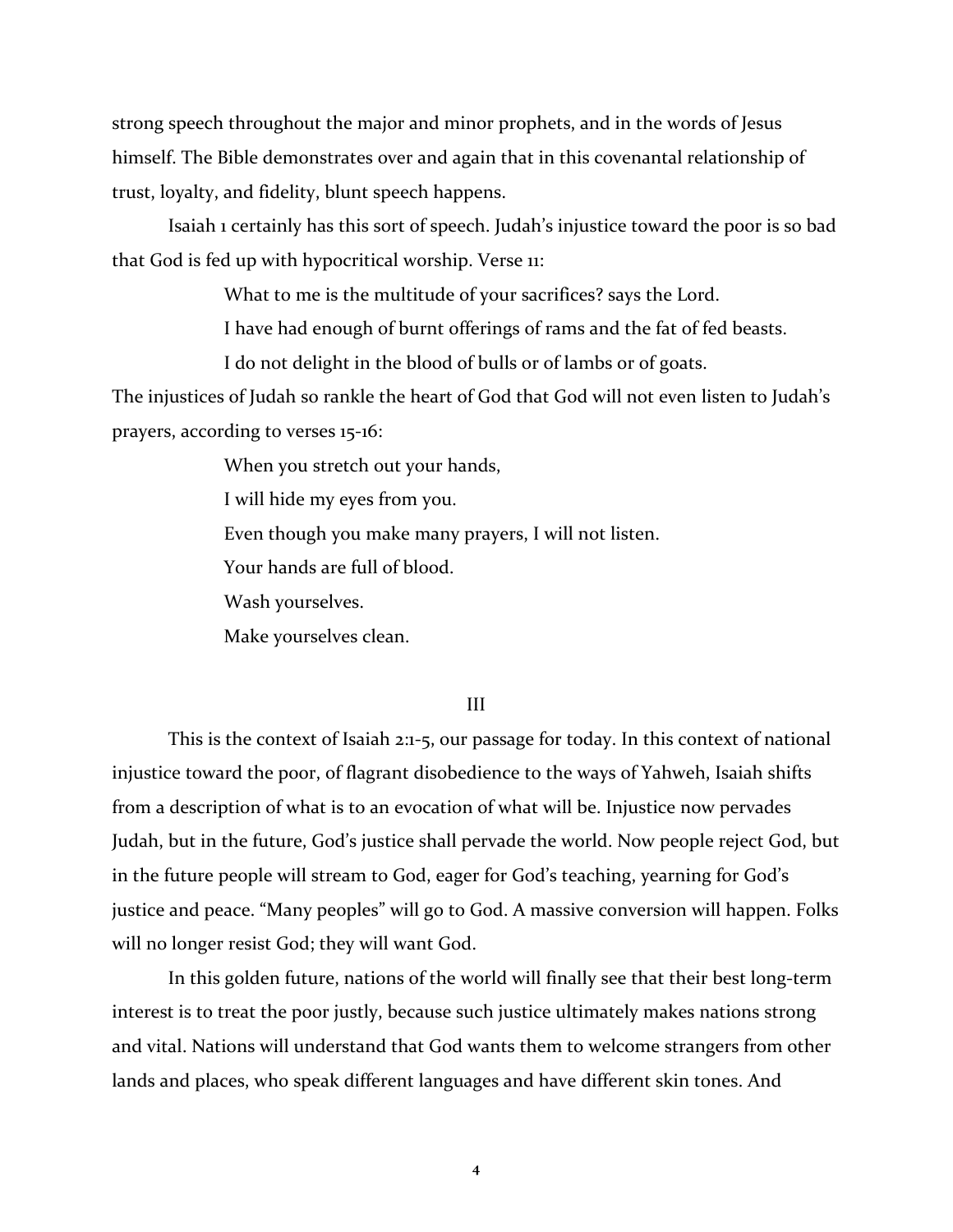strong speech throughout the major and minor prophets, and in the words of Jesus himself. The Bible demonstrates over and again that in this covenantal relationship of trust, loyalty, and fidelity, blunt speech happens.

Isaiah 1 certainly has this sort of speech. Judah's injustice toward the poor is so bad that God is fed up with hypocritical worship. Verse 11:

> What to me is the multitude of your sacrifices? says the Lord.
>
> I have had enough of burnt offerings of rams and the fat of fed beasts.
>
> I do not delight in the blood of bulls or of lambs or of goats.

The injustices of Judah so rankle the heart of God that God will not even listen to Judah's prayers, according to verses 15-16:

> When you stretch out your hands,
>
> I will hide my eyes from you.
>
> Even though you make many prayers, I will not listen.
>
> Your hands are full of blood.
>
> Wash yourselves.
>
> Make yourselves clean.

## III

This is the context of Isaiah 2:1-5, our passage for today. In this context of national injustice toward the poor, of flagrant disobedience to the ways of Yahweh, Isaiah shifts from a description of what is to an evocation of what will be. Injustice now pervades Judah, but in the future, God's justice shall pervade the world. Now people reject God, but in the future people will stream to God, eager for God's teaching, yearning for God's justice and peace. "Many peoples" will go to God. A massive conversion will happen. Folks will no longer resist God; they will want God.

In this golden future, nations of the world will finally see that their best long-term interest is to treat the poor justly, because such justice ultimately makes nations strong and vital. Nations will understand that God wants them to welcome strangers from other lands and places, who speak different languages and have different skin tones. And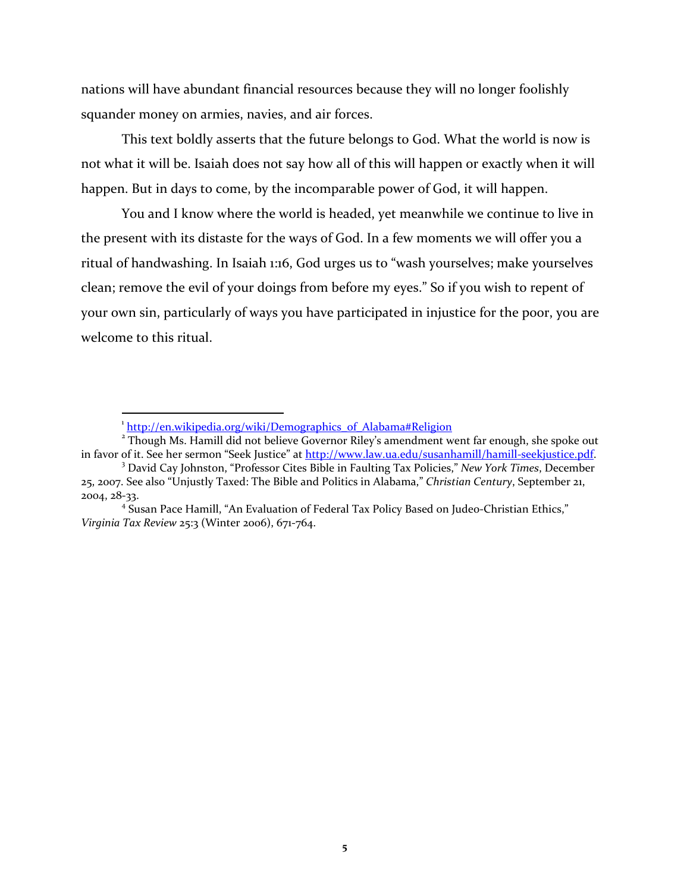nations will have abundant financial resources because they will no longer foolishly squander money on armies, navies, and air forces.

This text boldly asserts that the future belongs to God. What the world is now is not what it will be. Isaiah does not say how all of this will happen or exactly when it will happen. But in days to come, by the incomparable power of God, it will happen.

You and I know where the world is headed, yet meanwhile we continue to live in the present with its distaste for the ways of God. In a few moments we will offer you a ritual of handwashing. In Isaiah 1:16, God urges us to "wash yourselves; make yourselves clean; remove the evil of your doings from before my eyes." So if you wish to repent of your own sin, particularly of ways you have participated in injustice for the poor, you are welcome to this ritual.

---

[1] http://en.wikipedia.org/wiki/Demographics_of_Alabama#Religion

[2] Though Ms. Hamill did not believe Governor Riley's amendment went far enough, she spoke out in favor of it. See her sermon "Seek Justice" at http://www.law.ua.edu/susanhamill/hamill-seekjustice.pdf.

[3] David Cay Johnston, "Professor Cites Bible in Faulting Tax Policies," *New York Times*, December 25, 2007. See also "Unjustly Taxed: The Bible and Politics in Alabama," *Christian Century*, September 21, 2004, 28-33.

[4] Susan Pace Hamill, "An Evaluation of Federal Tax Policy Based on Judeo-Christian Ethics," *Virginia Tax Review* 25:3 (Winter 2006), 671-764.